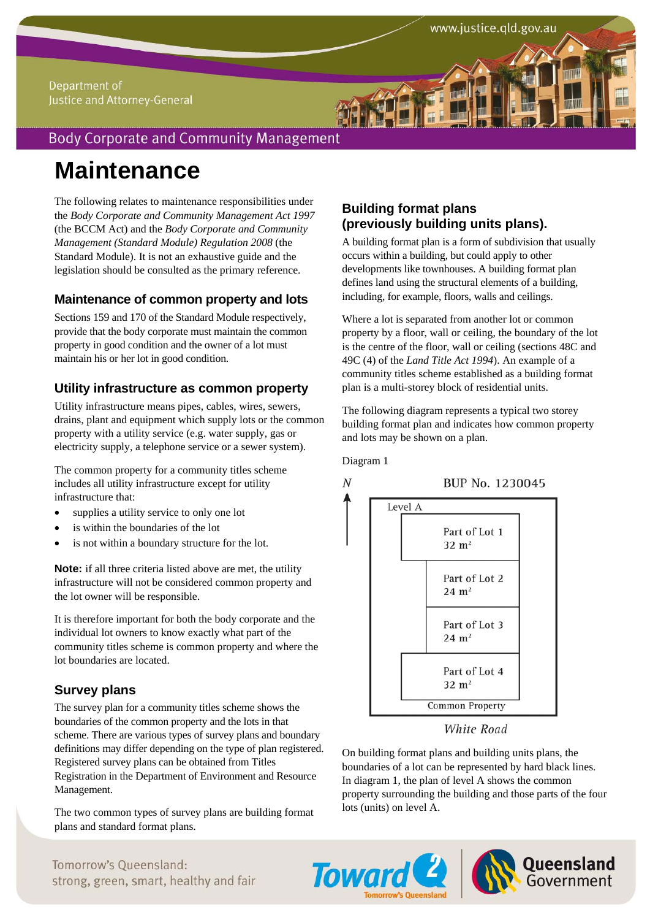Department of Justice and Attorney-General

Body Corporate and Community Management

# Maintenance

The following relates to maintenance responsibilities under the *Body Corporate and Community Management Act 1997* (the BCCM Act) and the *Body Corporate and Community Management (Standard Module) Regulation 2008* (the Standard Module). It is not an exhaustive guide and the legislation should be consulted as the primary reference.

## Maintenance of common property and lots

Sections 159 and 170 of the Standard Module respectively, provide that the body corporate must maintain the common property in good condition and the owner of a lot must maintain his or her lot in good condition.

## Utility infrastructure as common property

Utility infrastructure means pipes, cables, wires, sewers, drains, plant and equipment which supply lots or the common property with a utility service (e.g. water supply, gas or electricity supply, a telephone service or a sewer system).

The common property for a community titles scheme includes all utility infrastructure except for utility infrastructure that:

- supplies a utility service to only one lot
- is within the boundaries of the lot
- is not within a boundary structure for the lot.

**Note:** if all three criteria listed above are met, the utility infrastructure will not be considered common property and the lot owner will be responsible.

It is therefore important for both the body corporate and the individual lot owners to know exactly what part of the community titles scheme is common property and where the lot boundaries are located.

## Survey plans

The survey plan for a community titles scheme shows the boundaries of the common property and the lots in that scheme. There are various types of survey plans and boundary definitions may differ depending on the type of plan registered. Registered survey plans can be obtained from Titles Registration in the Department of Environment and Resource Management.

The two common types of survey plans are building format plans and standard format plans.

## Building format plans (previously building units plans).

A building format plan is a form of subdivision that usually occurs within a building, but could apply to other developments like townhouses. A building format plan defines land using the structural elements of a building, including, for example, floors, walls and ceilings.

Where a lot is separated from another lot or common property by a floor, wall or ceiling, the boundary of the lot is the centre of the floor, wall or ceiling (sections 48C and 49C (4) of the *Land Title Act 1994*). An example of a community titles scheme established as a building format plan is a multi-storey block of residential units.

The following diagram represents a typical two storey building format plan and indicates how common property and lots may be shown on a plan.

Diagram 1

N

BUP No. 1230045

Level A

Part of Lot 1
32 m²

Part of Lot 2
24 m²

Part of Lot 3
24 m²

Part of Lot 4
32 m²

Common Property

White Road

On building format plans and building units plans, the boundaries of a lot can be represented by hard black lines. In diagram 1, the plan of level A shows the common property surrounding the building and those parts of the four lots (units) on level A.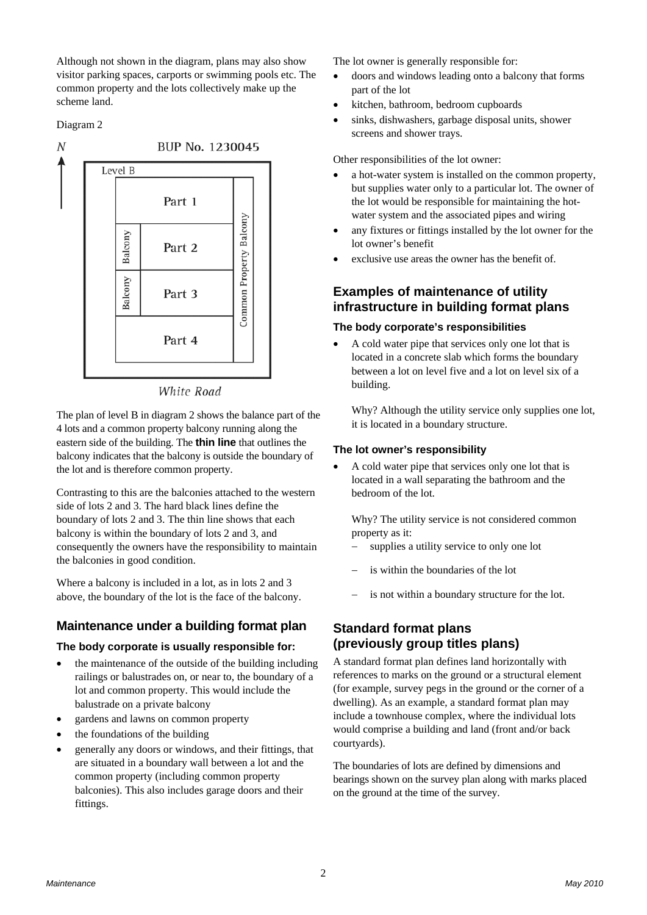Although not shown in the diagram, plans may also show visitor parking spaces, carports or swimming pools etc. The common property and the lots collectively make up the scheme land.

Diagram 2

N

BUP No. 1230045

Level B

Part 1

Balcony | Part 2

Balcony | Part 3

Part 4

Common Property Balcony

White Road

The plan of level B in diagram 2 shows the balance part of the 4 lots and a common property balcony running along the eastern side of the building. The **thin line** that outlines the balcony indicates that the balcony is outside the boundary of the lot and is therefore common property.

Contrasting to this are the balconies attached to the western side of lots 2 and 3. The hard black lines define the boundary of lots 2 and 3. The thin line shows that each balcony is within the boundary of lots 2 and 3, and consequently the owners have the responsibility to maintain the balconies in good condition.

Where a balcony is included in a lot, as in lots 2 and 3 above, the boundary of the lot is the face of the balcony.

## Maintenance under a building format plan

### The body corporate is usually responsible for:

- the maintenance of the outside of the building including railings or balustrades on, or near to, the boundary of a lot and common property. This would include the balustrade on a private balcony
- gardens and lawns on common property
- the foundations of the building
- generally any doors or windows, and their fittings, that are situated in a boundary wall between a lot and the common property (including common property balconies). This also includes garage doors and their fittings.

The lot owner is generally responsible for:

- doors and windows leading onto a balcony that forms part of the lot
- kitchen, bathroom, bedroom cupboards
- sinks, dishwashers, garbage disposal units, shower screens and shower trays.

Other responsibilities of the lot owner:

- a hot-water system is installed on the common property, but supplies water only to a particular lot. The owner of the lot would be responsible for maintaining the hot-water system and the associated pipes and wiring
- any fixtures or fittings installed by the lot owner for the lot owner's benefit
- exclusive use areas the owner has the benefit of.

## Examples of maintenance of utility infrastructure in building format plans

### The body corporate's responsibilities

- A cold water pipe that services only one lot that is located in a concrete slab which forms the boundary between a lot on level five and a lot on level six of a building.

  Why? Although the utility service only supplies one lot, it is located in a boundary structure.

### The lot owner's responsibility

- A cold water pipe that services only one lot that is located in a wall separating the bathroom and the bedroom of the lot.

  Why? The utility service is not considered common property as it:
  - supplies a utility service to only one lot
  - is within the boundaries of the lot
  - is not within a boundary structure for the lot.

## Standard format plans (previously group titles plans)

A standard format plan defines land horizontally with references to marks on the ground or a structural element (for example, survey pegs in the ground or the corner of a dwelling). As an example, a standard format plan may include a townhouse complex, where the individual lots would comprise a building and land (front and/or back courtyards).

The boundaries of lots are defined by dimensions and bearings shown on the survey plan along with marks placed on the ground at the time of the survey.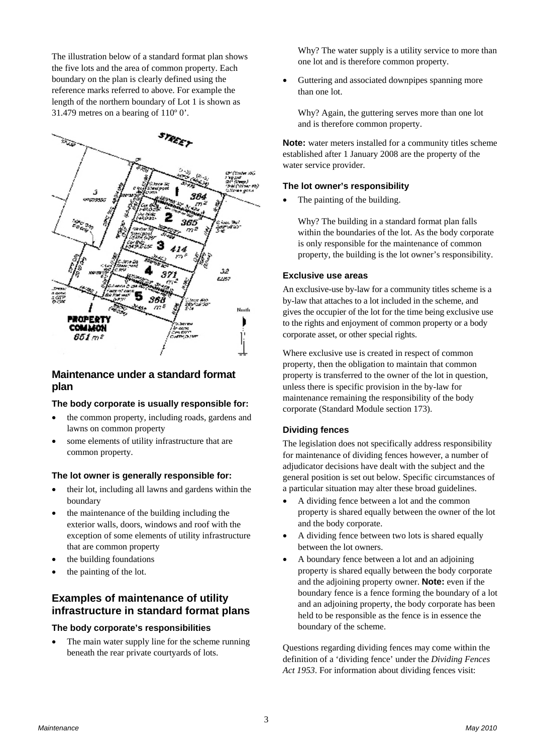The illustration below of a standard format plan shows the five lots and the area of common property. Each boundary on the plan is clearly defined using the reference marks referred to above. For example the length of the northern boundary of Lot 1 is shown as 31.479 metres on a bearing of 110º 0'.

## Maintenance under a standard format plan

### The body corporate is usually responsible for:

- the common property, including roads, gardens and lawns on common property
- some elements of utility infrastructure that are common property.

### The lot owner is generally responsible for:

- their lot, including all lawns and gardens within the boundary
- the maintenance of the building including the exterior walls, doors, windows and roof with the exception of some elements of utility infrastructure that are common property
- the building foundations
- the painting of the lot.

## Examples of maintenance of utility infrastructure in standard format plans

### The body corporate's responsibilities

- The main water supply line for the scheme running beneath the rear private courtyards of lots.

  Why? The water supply is a utility service to more than one lot and is therefore common property.

- Guttering and associated downpipes spanning more than one lot.

  Why? Again, the guttering serves more than one lot and is therefore common property.

**Note:** water meters installed for a community titles scheme established after 1 January 2008 are the property of the water service provider.

### The lot owner's responsibility

- The painting of the building.

  Why? The building in a standard format plan falls within the boundaries of the lot. As the body corporate is only responsible for the maintenance of common property, the building is the lot owner's responsibility.

### Exclusive use areas

An exclusive-use by-law for a community titles scheme is a by-law that attaches to a lot included in the scheme, and gives the occupier of the lot for the time being exclusive use to the rights and enjoyment of common property or a body corporate asset, or other special rights.

Where exclusive use is created in respect of common property, then the obligation to maintain that common property is transferred to the owner of the lot in question, unless there is specific provision in the by-law for maintenance remaining the responsibility of the body corporate (Standard Module section 173).

### Dividing fences

The legislation does not specifically address responsibility for maintenance of dividing fences however, a number of adjudicator decisions have dealt with the subject and the general position is set out below. Specific circumstances of a particular situation may alter these broad guidelines.

- A dividing fence between a lot and the common property is shared equally between the owner of the lot and the body corporate.
- A dividing fence between two lots is shared equally between the lot owners.
- A boundary fence between a lot and an adjoining property is shared equally between the body corporate and the adjoining property owner. **Note:** even if the boundary fence is a fence forming the boundary of a lot and an adjoining property, the body corporate has been held to be responsible as the fence is in essence the boundary of the scheme.

Questions regarding dividing fences may come within the definition of a 'dividing fence' under the *Dividing Fences Act 1953*. For information about dividing fences visit: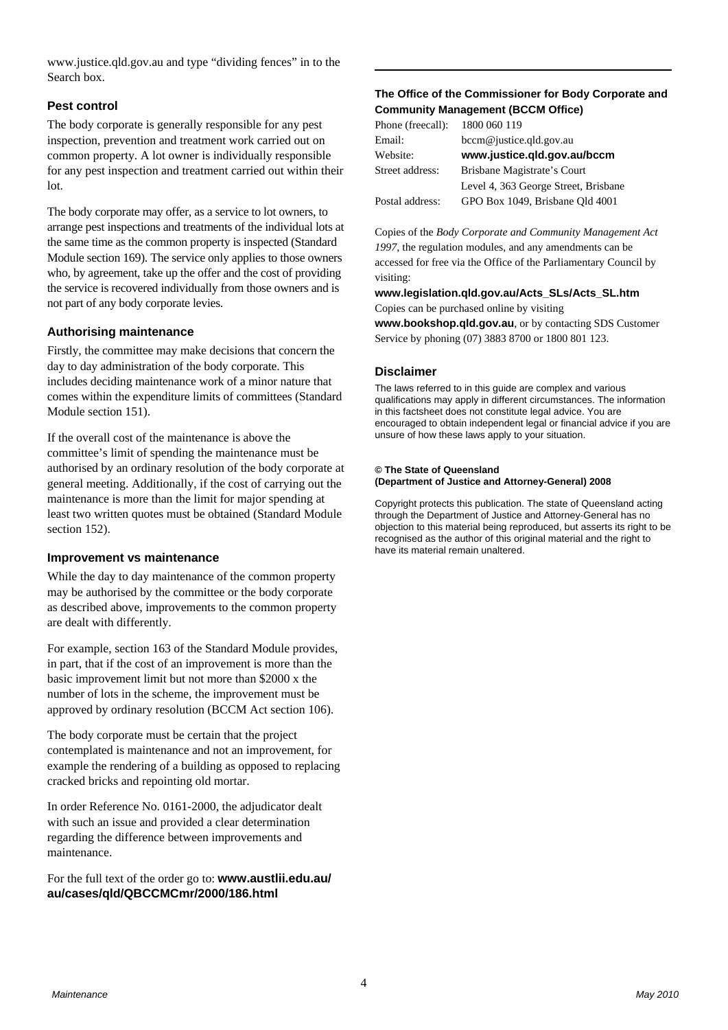www.justice.qld.gov.au and type “dividing fences” in to the Search box.

### Pest control

The body corporate is generally responsible for any pest inspection, prevention and treatment work carried out on common property. A lot owner is individually responsible for any pest inspection and treatment carried out within their lot.

The body corporate may offer, as a service to lot owners, to arrange pest inspections and treatments of the individual lots at the same time as the common property is inspected (Standard Module section 169). The service only applies to those owners who, by agreement, take up the offer and the cost of providing the service is recovered individually from those owners and is not part of any body corporate levies.

### Authorising maintenance

Firstly, the committee may make decisions that concern the day to day administration of the body corporate. This includes deciding maintenance work of a minor nature that comes within the expenditure limits of committees (Standard Module section 151).

If the overall cost of the maintenance is above the committee’s limit of spending the maintenance must be authorised by an ordinary resolution of the body corporate at general meeting. Additionally, if the cost of carrying out the maintenance is more than the limit for major spending at least two written quotes must be obtained (Standard Module section 152).

### Improvement vs maintenance

While the day to day maintenance of the common property may be authorised by the committee or the body corporate as described above, improvements to the common property are dealt with differently.

For example, section 163 of the Standard Module provides, in part, that if the cost of an improvement is more than the basic improvement limit but not more than $2000 x the number of lots in the scheme, the improvement must be approved by ordinary resolution (BCCM Act section 106).

The body corporate must be certain that the project contemplated is maintenance and not an improvement, for example the rendering of a building as opposed to replacing cracked bricks and repointing old mortar.

In order Reference No. 0161-2000, the adjudicator dealt with such an issue and provided a clear determination regarding the difference between improvements and maintenance.

For the full text of the order go to: **www.austlii.edu.au/au/cases/qld/QBCCMCmr/2000/186.html**

---

**The Office of the Commissioner for Body Corporate and Community Management (BCCM Office)**

| | |
|---|---|
| Phone (freecall): | 1800 060 119 |
| Email: | bccm@justice.qld.gov.au |
| Website: | **www.justice.qld.gov.au/bccm** |
| Street address: | Brisbane Magistrate’s Court<br>Level 4, 363 George Street, Brisbane |
| Postal address: | GPO Box 1049, Brisbane Qld 4001 |

Copies of the *Body Corporate and Community Management Act 1997*, the regulation modules, and any amendments can be accessed for free via the Office of the Parliamentary Council by visiting:

**www.legislation.qld.gov.au/Acts_SLs/Acts_SL.htm**

Copies can be purchased online by visiting **www.bookshop.qld.gov.au**, or by contacting SDS Customer Service by phoning (07) 3883 8700 or 1800 801 123.

### Disclaimer

The laws referred to in this guide are complex and various qualifications may apply in different circumstances. The information in this factsheet does not constitute legal advice. You are encouraged to obtain independent legal or financial advice if you are unsure of how these laws apply to your situation.

**© The State of Queensland**
**(Department of Justice and Attorney-General) 2008**

Copyright protects this publication. The state of Queensland acting through the Department of Justice and Attorney-General has no objection to this material being reproduced, but asserts its right to be recognised as the author of this original material and the right to have its material remain unaltered.